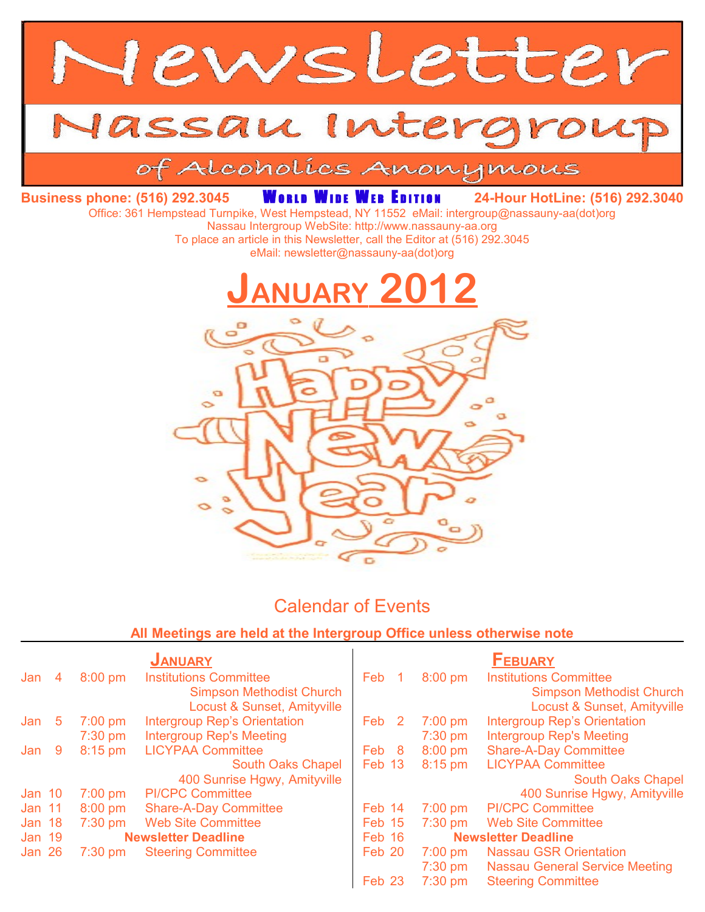# Newsletter

## Nassau Intergroup

### of Alcoholics Anonymous

**Business phone: (516) 292.3045** **WORLD WIDE WEB EDITION** **24-Hour HotLine: (516) 292.3040**

Office: 361 Hempstead Turnpike, West Hempstead, NY 11552 eMail: intergroup@nassauny-aa(dot)org
Nassau Intergroup WebSite: http://www.nassauny-aa.org
To place an article in this Newsletter, call the Editor at (516) 292.3045
eMail: newsletter@nassauny-aa(dot)org

# JANUARY 2012

Happy New Year

## Calendar of Events

**All Meetings are held at the Intergroup Office unless otherwise note**

### JANUARY

| | | | |
|---|---|---|---|
| Jan 4 | 8:00 pm | Institutions Committee<br>Simpson Methodist Church<br>Locust & Sunset, Amityville | |
| Jan 5 | 7:00 pm | Intergroup Rep's Orientation | |
| | 7:30 pm | Intergroup Rep's Meeting | |
| Jan 9 | 8:15 pm | LICYPAA Committee<br>South Oaks Chapel<br>400 Sunrise Hgwy, Amityville | |
| Jan 10 | 7:00 pm | PI/CPC Committee | |
| Jan 11 | 8:00 pm | Share-A-Day Committee | |
| Jan 18 | 7:30 pm | Web Site Committee | |
| Jan 19 | | **Newsletter Deadline** | |
| Jan 26 | 7:30 pm | Steering Committee | |

### FEBUARY

| | | |
|---|---|---|
| Feb 1 | 8:00 pm | Institutions Committee<br>Simpson Methodist Church<br>Locust & Sunset, Amityville |
| Feb 2 | 7:00 pm | Intergroup Rep's Orientation |
| | 7:30 pm | Intergroup Rep's Meeting |
| Feb 8 | 8:00 pm | Share-A-Day Committee |
| Feb 13 | 8:15 pm | LICYPAA Committee<br>South Oaks Chapel<br>400 Sunrise Hgwy, Amityville |
| Feb 14 | 7:00 pm | PI/CPC Committee |
| Feb 15 | 7:30 pm | Web Site Committee |
| Feb 16 | | **Newsletter Deadline** |
| Feb 20 | 7:00 pm | Nassau GSR Orientation |
| | 7:30 pm | Nassau General Service Meeting |
| Feb 23 | 7:30 pm | Steering Committee |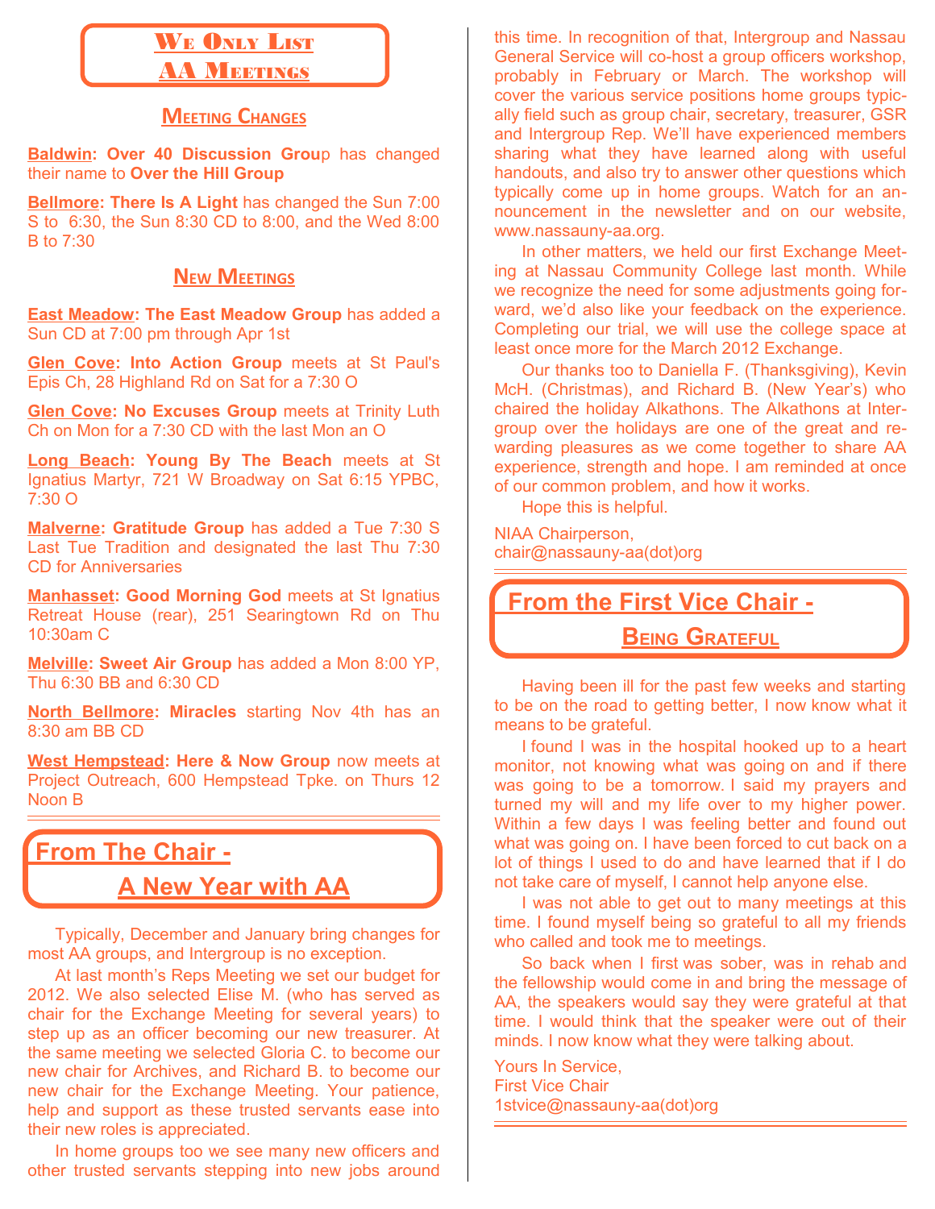# We Only List AA Meetings

## Meeting Changes

**Baldwin: Over 40 Discussion Grou**p has changed their name to **Over the Hill Group**

**Bellmore: There Is A Light** has changed the Sun 7:00 S to 6:30, the Sun 8:30 CD to 8:00, and the Wed 8:00 B to 7:30

## New Meetings

**East Meadow: The East Meadow Group** has added a Sun CD at 7:00 pm through Apr 1st

**Glen Cove: Into Action Group** meets at St Paul's Epis Ch, 28 Highland Rd on Sat for a 7:30 O

**Glen Cove: No Excuses Group** meets at Trinity Luth Ch on Mon for a 7:30 CD with the last Mon an O

**Long Beach: Young By The Beach** meets at St Ignatius Martyr, 721 W Broadway on Sat 6:15 YPBC, 7:30 O

**Malverne: Gratitude Group** has added a Tue 7:30 S Last Tue Tradition and designated the last Thu 7:30 CD for Anniversaries

**Manhasset: Good Morning God** meets at St Ignatius Retreat House (rear), 251 Searingtown Rd on Thu 10:30am C

**Melville: Sweet Air Group** has added a Mon 8:00 YP, Thu 6:30 BB and 6:30 CD

**North Bellmore: Miracles** starting Nov 4th has an 8:30 am BB CD

**West Hempstead: Here & Now Group** now meets at Project Outreach, 600 Hempstead Tpke. on Thurs 12 Noon B

## From The Chair - A New Year with AA

Typically, December and January bring changes for most AA groups, and Intergroup is no exception.

At last month's Reps Meeting we set our budget for 2012. We also selected Elise M. (who has served as chair for the Exchange Meeting for several years) to step up as an officer becoming our new treasurer. At the same meeting we selected Gloria C. to become our new chair for Archives, and Richard B. to become our new chair for the Exchange Meeting. Your patience, help and support as these trusted servants ease into their new roles is appreciated.

In home groups too we see many new officers and other trusted servants stepping into new jobs around this time. In recognition of that, Intergroup and Nassau General Service will co-host a group officers workshop, probably in February or March. The workshop will cover the various service positions home groups typically field such as group chair, secretary, treasurer, GSR and Intergroup Rep. We'll have experienced members sharing what they have learned along with useful handouts, and also try to answer other questions which typically come up in home groups. Watch for an announcement in the newsletter and on our website, www.nassauny-aa.org.

In other matters, we held our first Exchange Meeting at Nassau Community College last month. While we recognize the need for some adjustments going forward, we'd also like your feedback on the experience. Completing our trial, we will use the college space at least once more for the March 2012 Exchange.

Our thanks too to Daniella F. (Thanksgiving), Kevin McH. (Christmas), and Richard B. (New Year's) who chaired the holiday Alkathons. The Alkathons at Intergroup over the holidays are one of the great and rewarding pleasures as we come together to share AA experience, strength and hope. I am reminded at once of our common problem, and how it works.

Hope this is helpful.

NIAA Chairperson,
chair@nassauny-aa(dot)org

## From the First Vice Chair - Being Grateful

Having been ill for the past few weeks and starting to be on the road to getting better, I now know what it means to be grateful.

I found I was in the hospital hooked up to a heart monitor, not knowing what was going on and if there was going to be a tomorrow. I said my prayers and turned my will and my life over to my higher power. Within a few days I was feeling better and found out what was going on. I have been forced to cut back on a lot of things I used to do and have learned that if I do not take care of myself, I cannot help anyone else.

I was not able to get out to many meetings at this time. I found myself being so grateful to all my friends who called and took me to meetings.

So back when I first was sober, was in rehab and the fellowship would come in and bring the message of AA, the speakers would say they were grateful at that time. I would think that the speaker were out of their minds. I now know what they were talking about.

Yours In Service,
First Vice Chair
1stvice@nassauny-aa(dot)org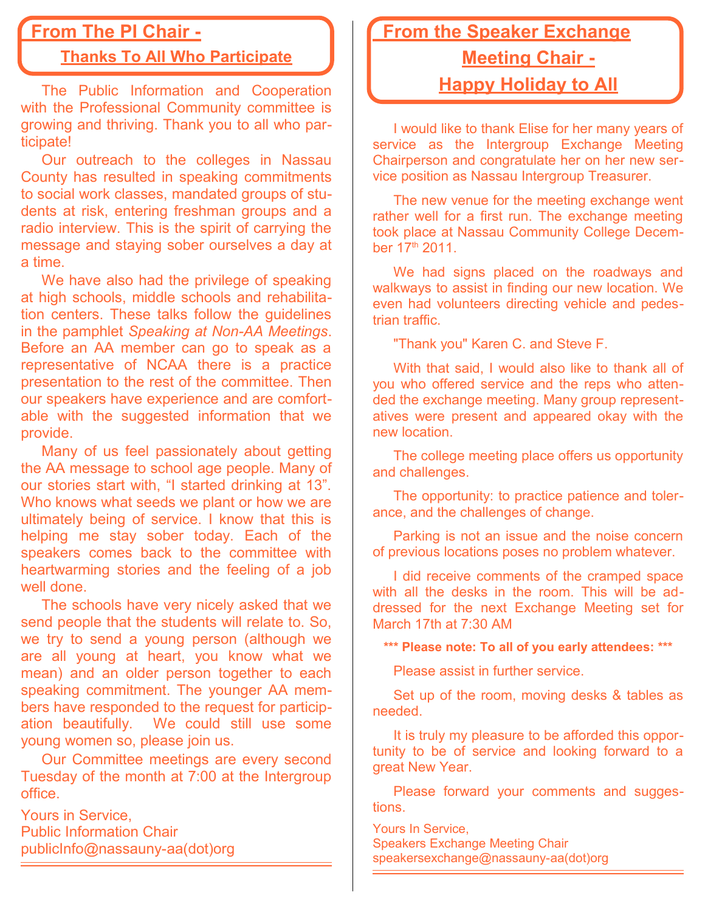## From The PI Chair - Thanks To All Who Participate

The Public Information and Cooperation with the Professional Community committee is growing and thriving. Thank you to all who participate!

Our outreach to the colleges in Nassau County has resulted in speaking commitments to social work classes, mandated groups of students at risk, entering freshman groups and a radio interview. This is the spirit of carrying the message and staying sober ourselves a day at a time.

We have also had the privilege of speaking at high schools, middle schools and rehabilitation centers. These talks follow the guidelines in the pamphlet *Speaking at Non-AA Meetings*. Before an AA member can go to speak as a representative of NCAA there is a practice presentation to the rest of the committee. Then our speakers have experience and are comfortable with the suggested information that we provide.

Many of us feel passionately about getting the AA message to school age people. Many of our stories start with, "I started drinking at 13". Who knows what seeds we plant or how we are ultimately being of service. I know that this is helping me stay sober today. Each of the speakers comes back to the committee with heartwarming stories and the feeling of a job well done.

The schools have very nicely asked that we send people that the students will relate to. So, we try to send a young person (although we are all young at heart, you know what we mean) and an older person together to each speaking commitment. The younger AA members have responded to the request for participation beautifully. We could still use some young women so, please join us.

Our Committee meetings are every second Tuesday of the month at 7:00 at the Intergroup office.

Yours in Service,
Public Information Chair
publicInfo@nassauny-aa(dot)org

## From the Speaker Exchange Meeting Chair - Happy Holiday to All

I would like to thank Elise for her many years of service as the Intergroup Exchange Meeting Chairperson and congratulate her on her new service position as Nassau Intergroup Treasurer.

The new venue for the meeting exchange went rather well for a first run. The exchange meeting took place at Nassau Community College December 17th 2011.

We had signs placed on the roadways and walkways to assist in finding our new location. We even had volunteers directing vehicle and pedestrian traffic.

"Thank you" Karen C. and Steve F.

With that said, I would also like to thank all of you who offered service and the reps who attended the exchange meeting. Many group representatives were present and appeared okay with the new location.

The college meeting place offers us opportunity and challenges.

The opportunity: to practice patience and tolerance, and the challenges of change.

Parking is not an issue and the noise concern of previous locations poses no problem whatever.

I did receive comments of the cramped space with all the desks in the room. This will be addressed for the next Exchange Meeting set for March 17th at 7:30 AM

**\*\*\* Please note: To all of you early attendees: \*\*\***

Please assist in further service.

Set up of the room, moving desks & tables as needed.

It is truly my pleasure to be afforded this opportunity to be of service and looking forward to a great New Year.

Please forward your comments and suggestions.

Yours In Service,
Speakers Exchange Meeting Chair
speakersexchange@nassauny-aa(dot)org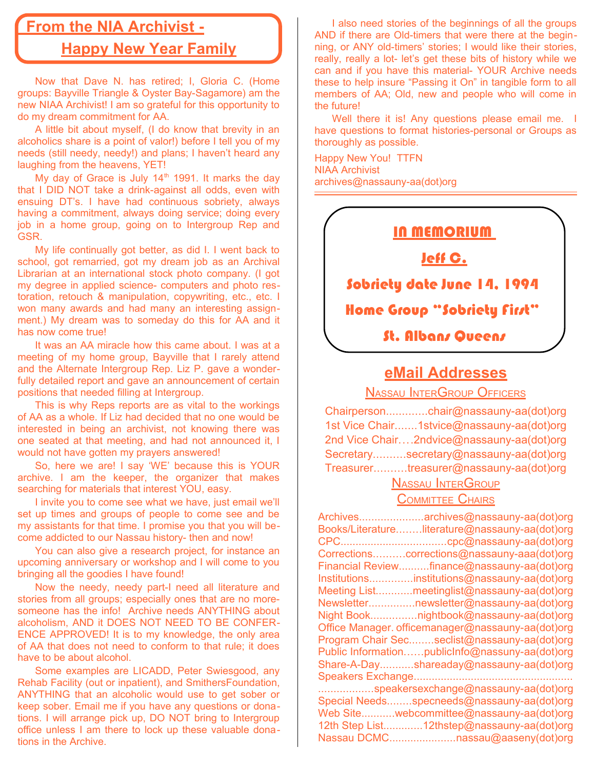## From the NIA Archivist - Happy New Year Family

Now that Dave N. has retired; I, Gloria C. (Home groups: Bayville Triangle & Oyster Bay-Sagamore) am the new NIAA Archivist! I am so grateful for this opportunity to do my dream commitment for AA.

A little bit about myself, (I do know that brevity in an alcoholics share is a point of valor!) before I tell you of my needs (still needy, needy!) and plans; I haven't heard any laughing from the heavens, YET!

My day of Grace is July 14th 1991. It marks the day that I DID NOT take a drink-against all odds, even with ensuing DT's. I have had continuous sobriety, always having a commitment, always doing service; doing every job in a home group, going on to Intergroup Rep and GSR.

My life continually got better, as did I. I went back to school, got remarried, got my dream job as an Archival Librarian at an international stock photo company. (I got my degree in applied science- computers and photo restoration, retouch & manipulation, copywriting, etc., etc. I won many awards and had many an interesting assignment.) My dream was to someday do this for AA and it has now come true!

It was an AA miracle how this came about. I was at a meeting of my home group, Bayville that I rarely attend and the Alternate Intergroup Rep. Liz P. gave a wonderfully detailed report and gave an announcement of certain positions that needed filling at Intergroup.

This is why Reps reports are as vital to the workings of AA as a whole. If Liz had decided that no one would be interested in being an archivist, not knowing there was one seated at that meeting, and had not announced it, I would not have gotten my prayers answered!

So, here we are! I say 'WE' because this is YOUR archive. I am the keeper, the organizer that makes searching for materials that interest YOU, easy.

I invite you to come see what we have, just email we'll set up times and groups of people to come see and be my assistants for that time. I promise you that you will become addicted to our Nassau history- then and now!

You can also give a research project, for instance an upcoming anniversary or workshop and I will come to you bringing all the goodies I have found!

Now the needy, needy part-I need all literature and stories from all groups; especially ones that are no more-someone has the info! Archive needs ANYTHING about alcoholism, AND it DOES NOT NEED TO BE CONFERENCE APPROVED! It is to my knowledge, the only area of AA that does not need to conform to that rule; it does have to be about alcohol.

Some examples are LICADD, Peter Swiesgood, any Rehab Facility (out or inpatient), and SmithersFoundation, ANYTHING that an alcoholic would use to get sober or keep sober. Email me if you have any questions or donations. I will arrange pick up, DO NOT bring to Intergroup office unless I am there to lock up these valuable donations in the Archive.

I also need stories of the beginnings of all the groups AND if there are Old-timers that were there at the beginning, or ANY old-timers' stories; I would like their stories, really, really a lot- let's get these bits of history while we can and if you have this material- YOUR Archive needs these to help insure "Passing it On" in tangible form to all members of AA; Old, new and people who will come in the future!

Well there it is! Any questions please email me. I have questions to format histories-personal or Groups as thoroughly as possible.

Happy New You! TTFN
NIAA Archivist
archives@nassauny-aa(dot)org

---

## IN MEMORIUM

**Jeff C.**

**Sobriety date June 14, 1994**

**Home Group "Sobriety First"**

**St. Albans Queens**

---

## eMail Addresses

### Nassau InterGroup Officers

Chairperson.............chair@nassauny-aa(dot)org
1st Vice Chair.......1stvice@nassauny-aa(dot)org
2nd Vice Chair….2ndvice@nassauny-aa(dot)org
Secretary..........secretary@nassauny-aa(dot)org
Treasurer..........treasurer@nassauny-aa(dot)org

### Nassau InterGroup Committee Chairs

Archives....................archives@nassauny-aa(dot)org
Books/Literature........literature@nassauny-aa(dot)org
CPC..................................cpc@nassauny-aa(dot)org
Corrections..........corrections@nassauny-aaa(dot)org
Financial Review..........finance@nassauny-aa(dot)org
Institutions..............institutions@nassauny-aa(dot)org
Meeting List............meetinglist@nassauny-aa(dot)org
Newsletter...............newsletter@nassauny-aa(dot)org
Night Book...............nightbook@nassauny-aa(dot)org
Office Manager. officemanager@nassauny-aa(dot)org
Program Chair Sec........seclist@nassauny-aa(dot)org
Public Information……publicInfo@nassuny-aa(dot)org
Share-A-Day...........shareaday@nassauny-aa(dot)org
Speakers Exchange....................................................
..................speakersexchange@nassauny-aa(dot)org
Special Needs........specneeds@nassauny-aa(dot)org
Web Site...........webcommittee@nassauny-aa(dot)org
12th Step List.............12thstep@nassauny-aa(dot)org
Nassau DCMC......................nassau@aaseny(dot)org